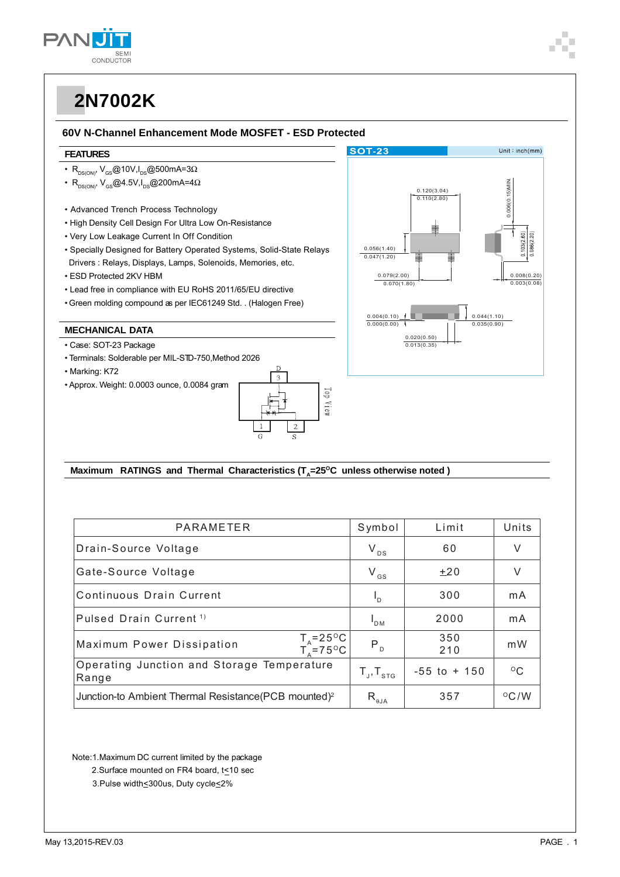# 2N7002K

## 60V N-Channel Enhancement Mode MOSFET - ESD Protected

### FEATURES

- $R_{DS(ON)}$, $V_{GS}$@10V,$I_{DS}$@500mA=3Ω
- $R_{DS(ON)}$, $V_{GS}$@4.5V,$I_{DS}$@200mA=4Ω
- Advanced Trench Process Technology
- High Density Cell Design For Ultra Low On-Resistance
- Very Low Leakage Current In Off Condition
- Specially Designed for Battery Operated Systems, Solid-State Relays Drivers : Relays, Displays, Lamps, Solenoids, Memories, etc.
- ESD Protected 2KV HBM
- Lead free in compliance with EU RoHS 2011/65/EU directive
- Green molding compound as per IEC61249 Std. . (Halogen Free)

### MECHANICAL DATA

- Case: SOT-23 Package
- Terminals: Solderable per MIL-STD-750,Method 2026
- Marking: K72
- Approx. Weight: 0.0003 ounce, 0.0084 gram

SOT-23 Unit : inch(mm)

### Maximum RATINGS and Thermal Characteristics ($T_A$=25°C unless otherwise noted )

| PARAMETER | | Symbol | Limit | Units |
|---|---|---|---|---|
| Drain-Source Voltage | | $V_{DS}$ | 60 | V |
| Gate-Source Voltage | | $V_{GS}$ | ±20 | V |
| Continuous Drain Current | | $I_D$ | 300 | mA |
| Pulsed Drain Current [1] | | $I_{DM}$ | 2000 | mA |
| Maximum Power Dissipation | $T_A$=25°C<br>$T_A$=75°C | $P_D$ | 350<br>210 | mW |
| Operating Junction and Storage Temperature Range | | $T_J$, $T_{STG}$ | -55 to + 150 | °C |
| Junction-to Ambient Thermal Resistance(PCB mounted)[2] | | $R_{\theta JA}$ | 357 | °C/W |

Note:1.Maximum DC current limited by the package

2.Surface mounted on FR4 board, t≤10 sec

3.Pulse width≤300us, Duty cycle≤2%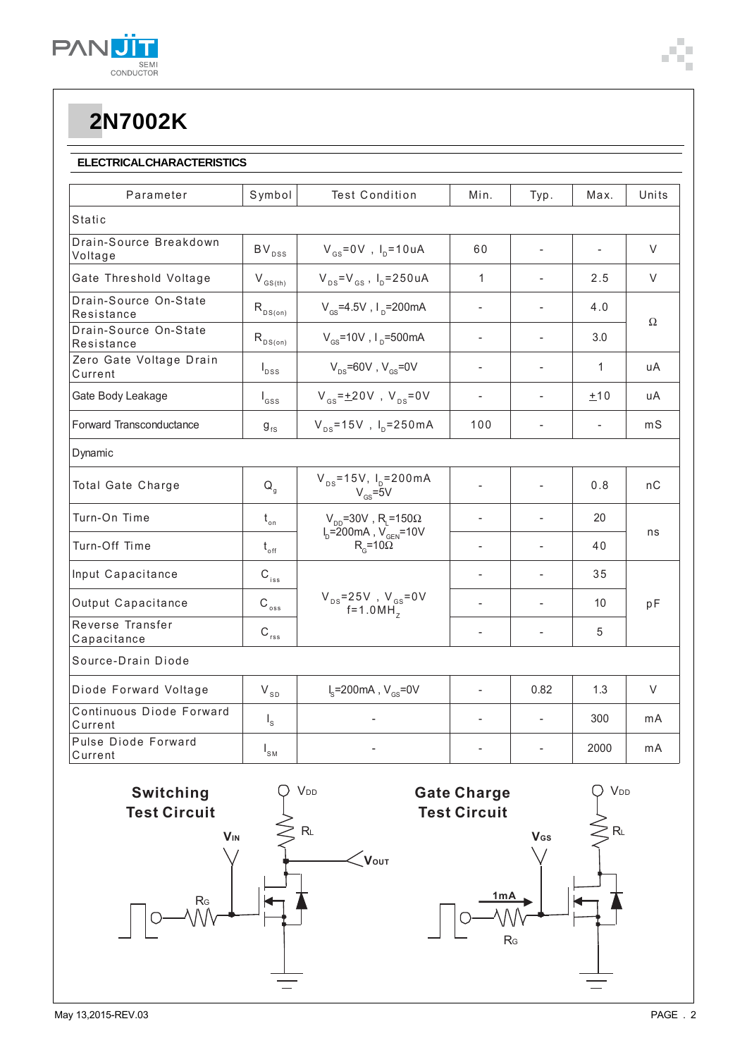# 2N7002K

## ELECTRICAL CHARACTERISTICS

| Parameter | Symbol | Test Condition | Min. | Typ. | Max. | Units |
|---|---|---|---|---|---|---|
| Static | | | | | | |
| Drain-Source Breakdown Voltage | $BV_{DSS}$ | $V_{GS}$=0V , $I_D$=10uA | 60 | - | - | V |
| Gate Threshold Voltage | $V_{GS(th)}$ | $V_{DS}$=$V_{GS}$ , $I_D$=250uA | 1 | - | 2.5 | V |
| Drain-Source On-State Resistance | $R_{DS(on)}$ | $V_{GS}$=4.5V , $I_D$=200mA | - | - | 4.0 | Ω |
| Drain-Source On-State Resistance | $R_{DS(on)}$ | $V_{GS}$=10V , $I_D$=500mA | - | - | 3.0 | Ω |
| Zero Gate Voltage Drain Current | $I_{DSS}$ | $V_{DS}$=60V , $V_{GS}$=0V | - | - | 1 | uA |
| Gate Body Leakage | $I_{GSS}$ | $V_{GS}$=±20V , $V_{DS}$=0V | - | - | ±10 | uA |
| Forward Transconductance | $g_{fS}$ | $V_{DS}$=15V , $I_D$=250mA | 100 | - | - | mS |
| Dynamic | | | | | | |
| Total Gate Charge | $Q_g$ | $V_{DS}$=15V, $I_D$=200mA $V_{GS}$=5V | - | - | 0.8 | nC |
| Turn-On Time | $t_{on}$ | $V_{DD}$=30V , $R_L$=150Ω $I_D$=200mA , $V_{GEN}$=10V $R_G$=10Ω | - | - | 20 | ns |
| Turn-Off Time | $t_{off}$ | | - | - | 40 | ns |
| Input Capacitance | $C_{iss}$ | $V_{DS}$=25V , $V_{GS}$=0V f=1.0MHz | - | - | 35 | pF |
| Output Capacitance | $C_{oss}$ | | - | - | 10 | pF |
| Reverse Transfer Capacitance | $C_{rss}$ | | - | - | 5 | pF |
| Source-Drain Diode | | | | | | |
| Diode Forward Voltage | $V_{SD}$ | $I_S$=200mA , $V_{GS}$=0V | - | 0.82 | 1.3 | V |
| Continuous Diode Forward Current | $I_S$ | - | - | - | 300 | mA |
| Pulse Diode Forward Current | $I_{SM}$ | - | - | - | 2000 | mA |

**Switching Test Circuit**

**Gate Charge Test Circuit**

May 13,2015-REV.03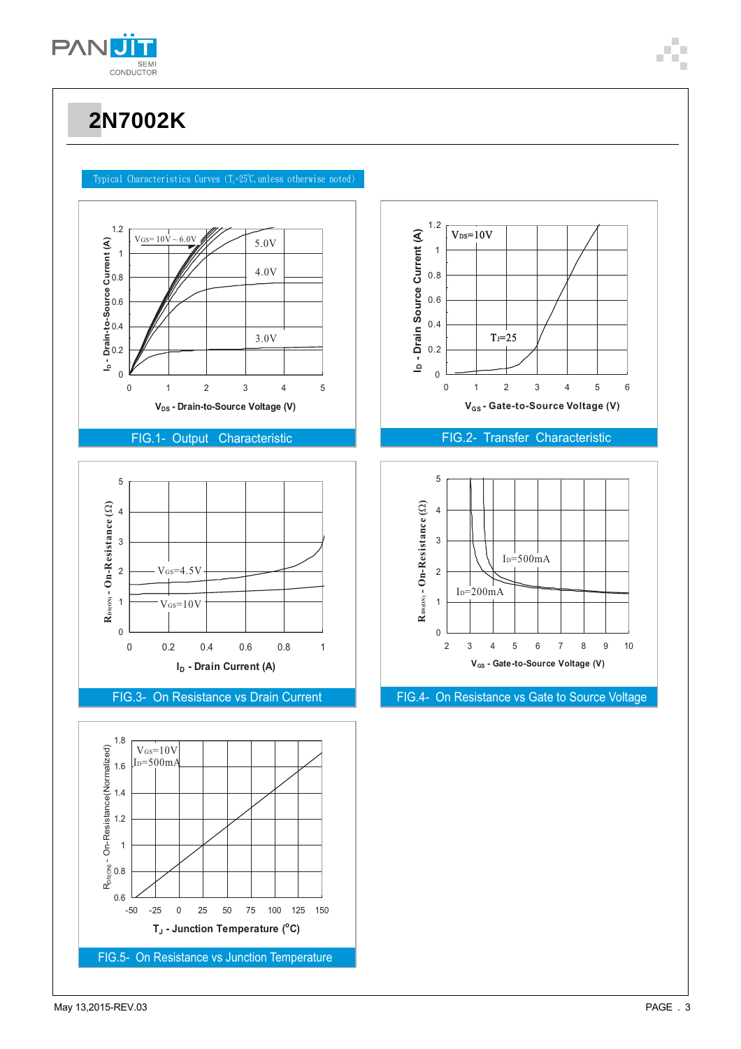# 2N7002K

Typical Characteristics Curves ($T_J$=25°C, unless otherwise noted)

FIG.1- Output Characteristic

FIG.2- Transfer Characteristic

FIG.3- On Resistance vs Drain Current

FIG.4- On Resistance vs Gate to Source Voltage

FIG.5- On Resistance vs Junction Temperature

May 13,2015-REV.03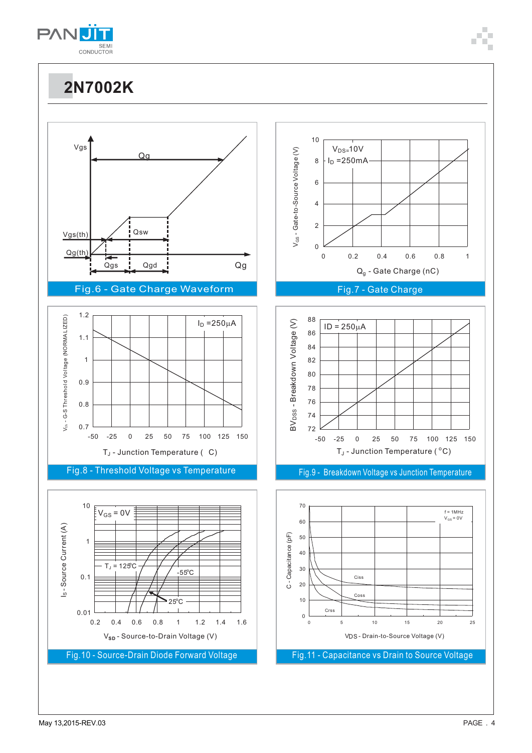# 2N7002K

Fig.6 - Gate Charge Waveform

Fig.7 - Gate Charge

Fig.8 - Threshold Voltage vs Temperature

Fig.9 - Breakdown Voltage vs Junction Temperature

Fig.10 - Source-Drain Diode Forward Voltage

Fig.11 - Capacitance vs Drain to Source Voltage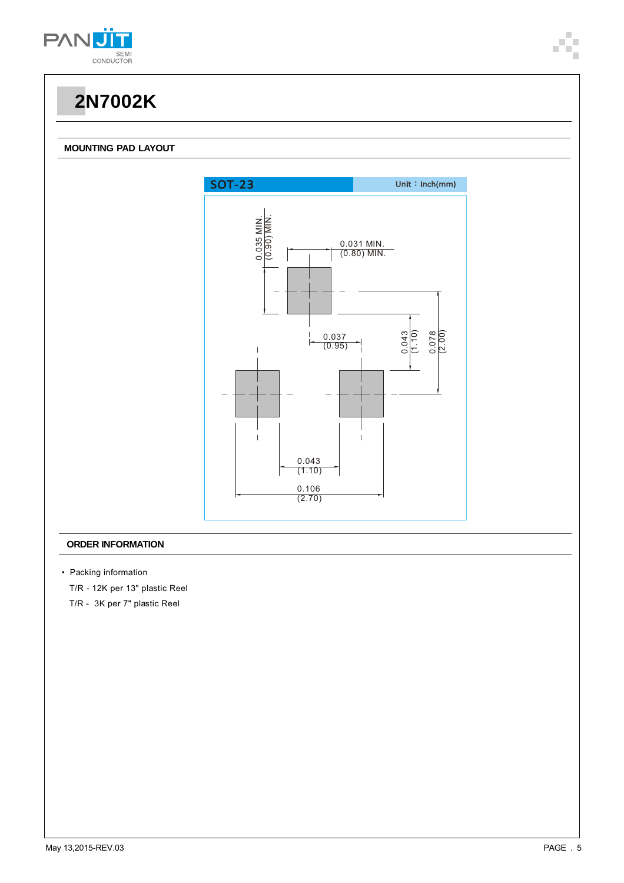# 2N7002K

## MOUNTING PAD LAYOUT

SOT-23 Unit：inch(mm)

0.035 MIN. (0.90) MIN.

0.031 MIN. (0.80) MIN.

0.037 (0.95)

0.043 (1.10)

0.078 (2.00)

0.043 (1.10)

0.106 (2.70)

## ORDER INFORMATION

- Packing information

  T/R - 12K per 13" plastic Reel

  T/R - 3K per 7" plastic Reel

May 13,2015-REV.03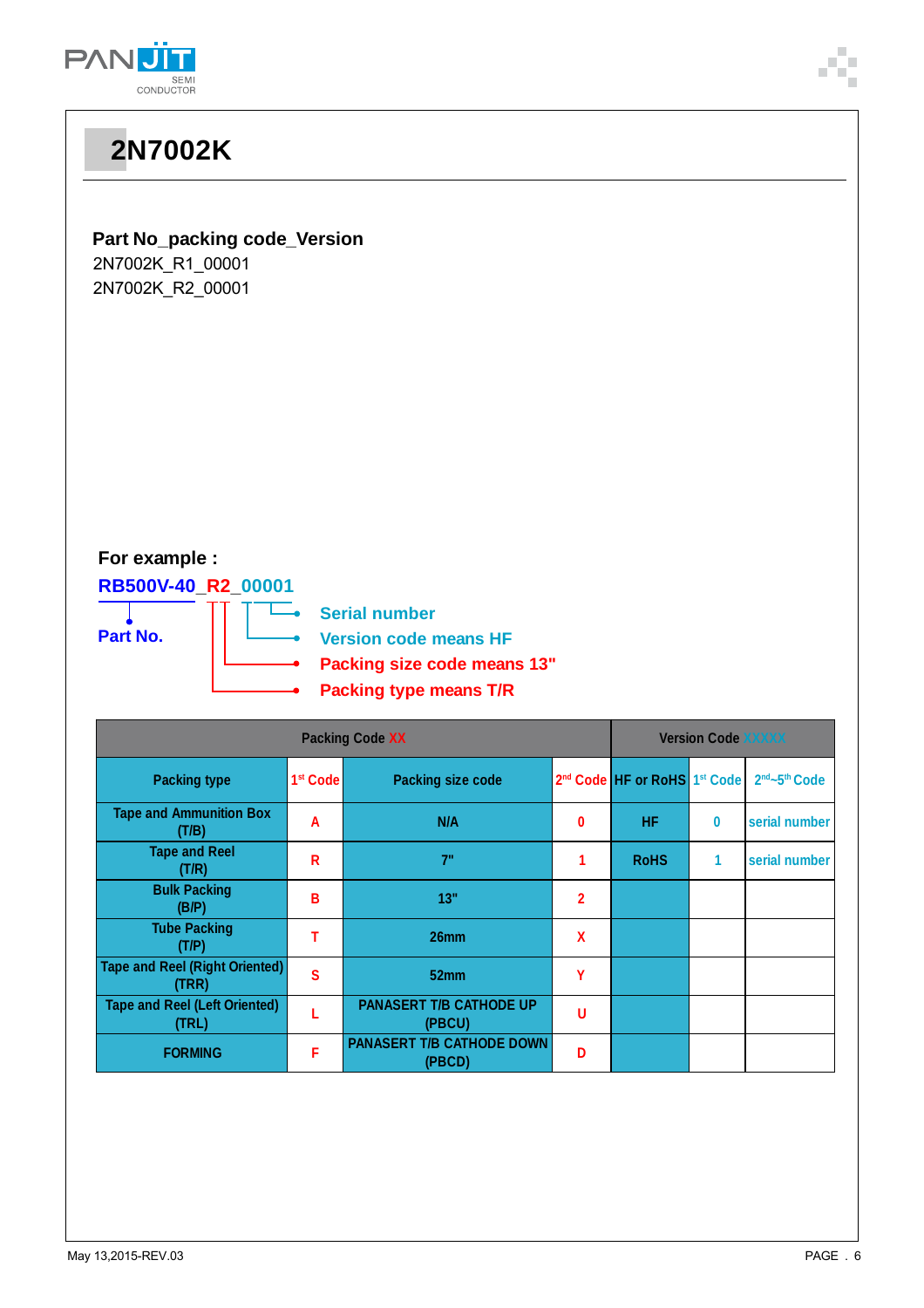# 2N7002K

**Part No_packing code_Version**

2N7002K_R1_00001
2N7002K_R2_00001

**For example :**

**RB500V-40_R2_00001**

- **Part No.**
- **Serial number**
- **Version code means HF**
- **Packing size code means 13"**
- **Packing type means T/R**

| Packing Code XX | | | | Version Code XXXXX | | |
|---|---|---|---|---|---|---|
| Packing type | 1st Code | Packing size code | 2nd Code | HF or RoHS | 1st Code | 2nd~5th Code |
| Tape and Ammunition Box (T/B) | A | N/A | 0 | HF | 0 | serial number |
| Tape and Reel (T/R) | R | 7" | 1 | RoHS | 1 | serial number |
| Bulk Packing (B/P) | B | 13" | 2 | | | |
| Tube Packing (T/P) | T | 26mm | X | | | |
| Tape and Reel (Right Oriented) (TRR) | S | 52mm | Y | | | |
| Tape and Reel (Left Oriented) (TRL) | L | PANASERT T/B CATHODE UP (PBCU) | U | | | |
| FORMING | F | PANASERT T/B CATHODE DOWN (PBCD) | D | | | |

May 13,2015-REV.03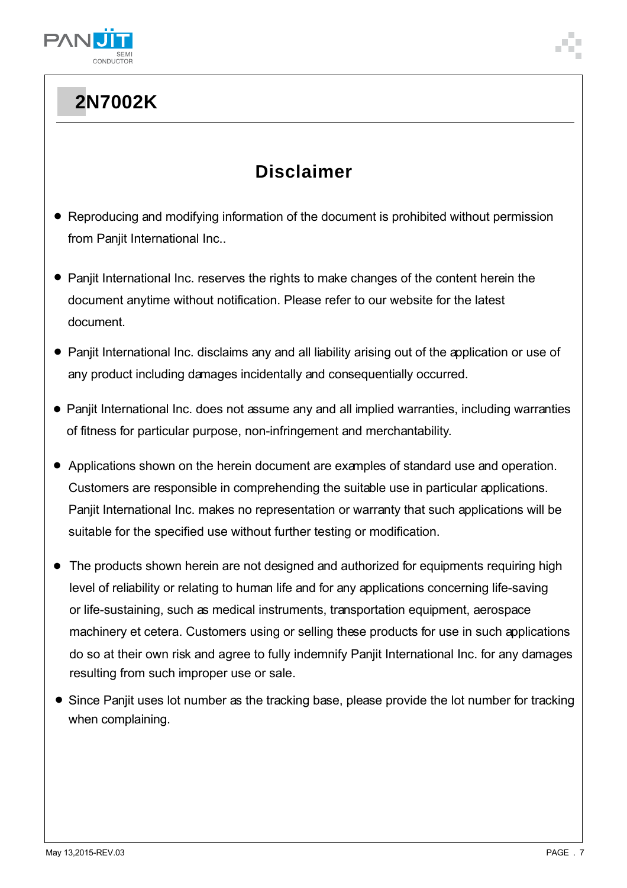# 2N7002K

## Disclaimer

- Reproducing and modifying information of the document is prohibited without permission from Panjit International Inc..
- Panjit International Inc. reserves the rights to make changes of the content herein the document anytime without notification. Please refer to our website for the latest document.
- Panjit International Inc. disclaims any and all liability arising out of the application or use of any product including damages incidentally and consequentially occurred.
- Panjit International Inc. does not assume any and all implied warranties, including warranties of fitness for particular purpose, non-infringement and merchantability.
- Applications shown on the herein document are examples of standard use and operation. Customers are responsible in comprehending the suitable use in particular applications. Panjit International Inc. makes no representation or warranty that such applications will be suitable for the specified use without further testing or modification.
- The products shown herein are not designed and authorized for equipments requiring high level of reliability or relating to human life and for any applications concerning life-saving or life-sustaining, such as medical instruments, transportation equipment, aerospace machinery et cetera. Customers using or selling these products for use in such applications do so at their own risk and agree to fully indemnify Panjit International Inc. for any damages resulting from such improper use or sale.
- Since Panjit uses lot number as the tracking base, please provide the lot number for tracking when complaining.